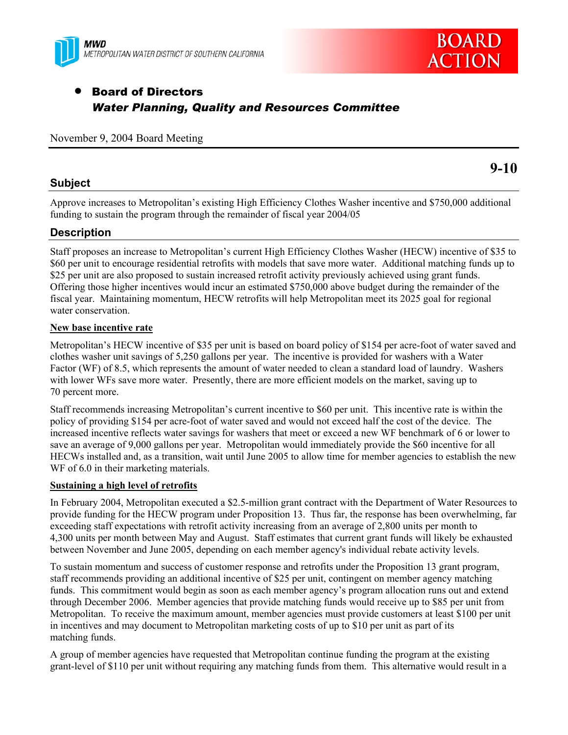MWD
METROPOLITAN WATER DISTRICT OF SOUTHERN CALIFORNIA

BOARD ACTION

- **Board of Directors**
  ***Water Planning, Quality and Resources Committee***

November 9, 2004 Board Meeting

**9-10**

## Subject

Approve increases to Metropolitan's existing High Efficiency Clothes Washer incentive and $750,000 additional funding to sustain the program through the remainder of fiscal year 2004/05

## Description

Staff proposes an increase to Metropolitan's current High Efficiency Clothes Washer (HECW) incentive of $35 to $60 per unit to encourage residential retrofits with models that save more water. Additional matching funds up to $25 per unit are also proposed to sustain increased retrofit activity previously achieved using grant funds. Offering those higher incentives would incur an estimated $750,000 above budget during the remainder of the fiscal year. Maintaining momentum, HECW retrofits will help Metropolitan meet its 2025 goal for regional water conservation.

**New base incentive rate**

Metropolitan's HECW incentive of $35 per unit is based on board policy of $154 per acre-foot of water saved and clothes washer unit savings of 5,250 gallons per year. The incentive is provided for washers with a Water Factor (WF) of 8.5, which represents the amount of water needed to clean a standard load of laundry. Washers with lower WFs save more water. Presently, there are more efficient models on the market, saving up to 70 percent more.

Staff recommends increasing Metropolitan's current incentive to $60 per unit. This incentive rate is within the policy of providing $154 per acre-foot of water saved and would not exceed half the cost of the device. The increased incentive reflects water savings for washers that meet or exceed a new WF benchmark of 6 or lower to save an average of 9,000 gallons per year. Metropolitan would immediately provide the $60 incentive for all HECWs installed and, as a transition, wait until June 2005 to allow time for member agencies to establish the new WF of 6.0 in their marketing materials.

**Sustaining a high level of retrofits**

In February 2004, Metropolitan executed a $2.5-million grant contract with the Department of Water Resources to provide funding for the HECW program under Proposition 13. Thus far, the response has been overwhelming, far exceeding staff expectations with retrofit activity increasing from an average of 2,800 units per month to 4,300 units per month between May and August. Staff estimates that current grant funds will likely be exhausted between November and June 2005, depending on each member agency's individual rebate activity levels.

To sustain momentum and success of customer response and retrofits under the Proposition 13 grant program, staff recommends providing an additional incentive of $25 per unit, contingent on member agency matching funds. This commitment would begin as soon as each member agency's program allocation runs out and extend through December 2006. Member agencies that provide matching funds would receive up to $85 per unit from Metropolitan. To receive the maximum amount, member agencies must provide customers at least $100 per unit in incentives and may document to Metropolitan marketing costs of up to $10 per unit as part of its matching funds.

A group of member agencies have requested that Metropolitan continue funding the program at the existing grant-level of $110 per unit without requiring any matching funds from them. This alternative would result in a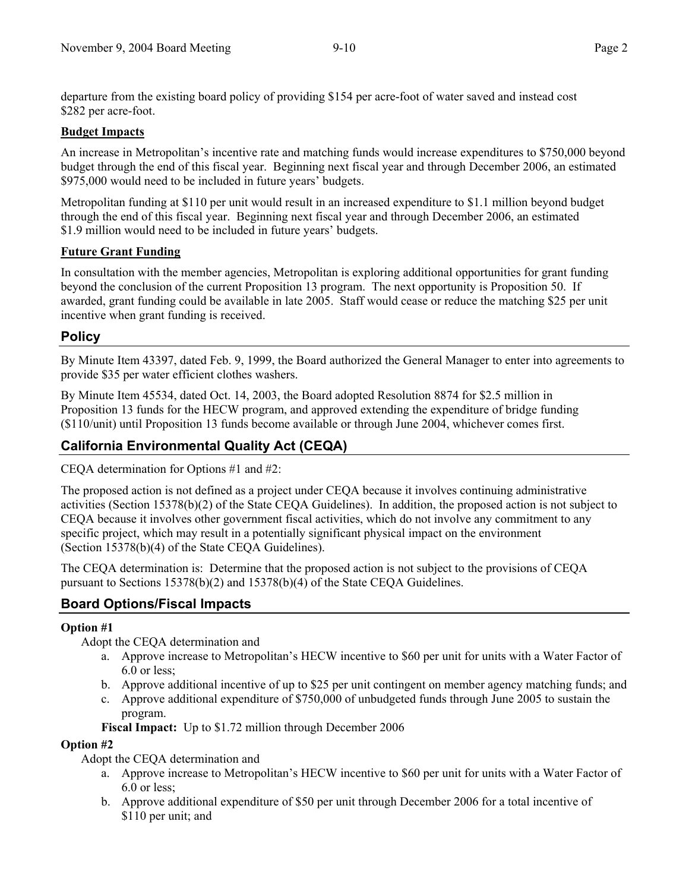departure from the existing board policy of providing $154 per acre-foot of water saved and instead cost $282 per acre-foot.

**Budget Impacts**

An increase in Metropolitan's incentive rate and matching funds would increase expenditures to $750,000 beyond budget through the end of this fiscal year. Beginning next fiscal year and through December 2006, an estimated $975,000 would need to be included in future years' budgets.

Metropolitan funding at $110 per unit would result in an increased expenditure to $1.1 million beyond budget through the end of this fiscal year. Beginning next fiscal year and through December 2006, an estimated $1.9 million would need to be included in future years' budgets.

**Future Grant Funding**

In consultation with the member agencies, Metropolitan is exploring additional opportunities for grant funding beyond the conclusion of the current Proposition 13 program. The next opportunity is Proposition 50. If awarded, grant funding could be available in late 2005. Staff would cease or reduce the matching $25 per unit incentive when grant funding is received.

## Policy

By Minute Item 43397, dated Feb. 9, 1999, the Board authorized the General Manager to enter into agreements to provide $35 per water efficient clothes washers.

By Minute Item 45534, dated Oct. 14, 2003, the Board adopted Resolution 8874 for $2.5 million in Proposition 13 funds for the HECW program, and approved extending the expenditure of bridge funding ($110/unit) until Proposition 13 funds become available or through June 2004, whichever comes first.

## California Environmental Quality Act (CEQA)

CEQA determination for Options #1 and #2:

The proposed action is not defined as a project under CEQA because it involves continuing administrative activities (Section 15378(b)(2) of the State CEQA Guidelines). In addition, the proposed action is not subject to CEQA because it involves other government fiscal activities, which do not involve any commitment to any specific project, which may result in a potentially significant physical impact on the environment (Section 15378(b)(4) of the State CEQA Guidelines).

The CEQA determination is: Determine that the proposed action is not subject to the provisions of CEQA pursuant to Sections 15378(b)(2) and 15378(b)(4) of the State CEQA Guidelines.

## Board Options/Fiscal Impacts

**Option #1**

Adopt the CEQA determination and

a. Approve increase to Metropolitan's HECW incentive to $60 per unit for units with a Water Factor of 6.0 or less;
b. Approve additional incentive of up to $25 per unit contingent on member agency matching funds; and
c. Approve additional expenditure of $750,000 of unbudgeted funds through June 2005 to sustain the program.

**Fiscal Impact:** Up to $1.72 million through December 2006

**Option #2**

Adopt the CEQA determination and

a. Approve increase to Metropolitan's HECW incentive to $60 per unit for units with a Water Factor of 6.0 or less;
b. Approve additional expenditure of $50 per unit through December 2006 for a total incentive of $110 per unit; and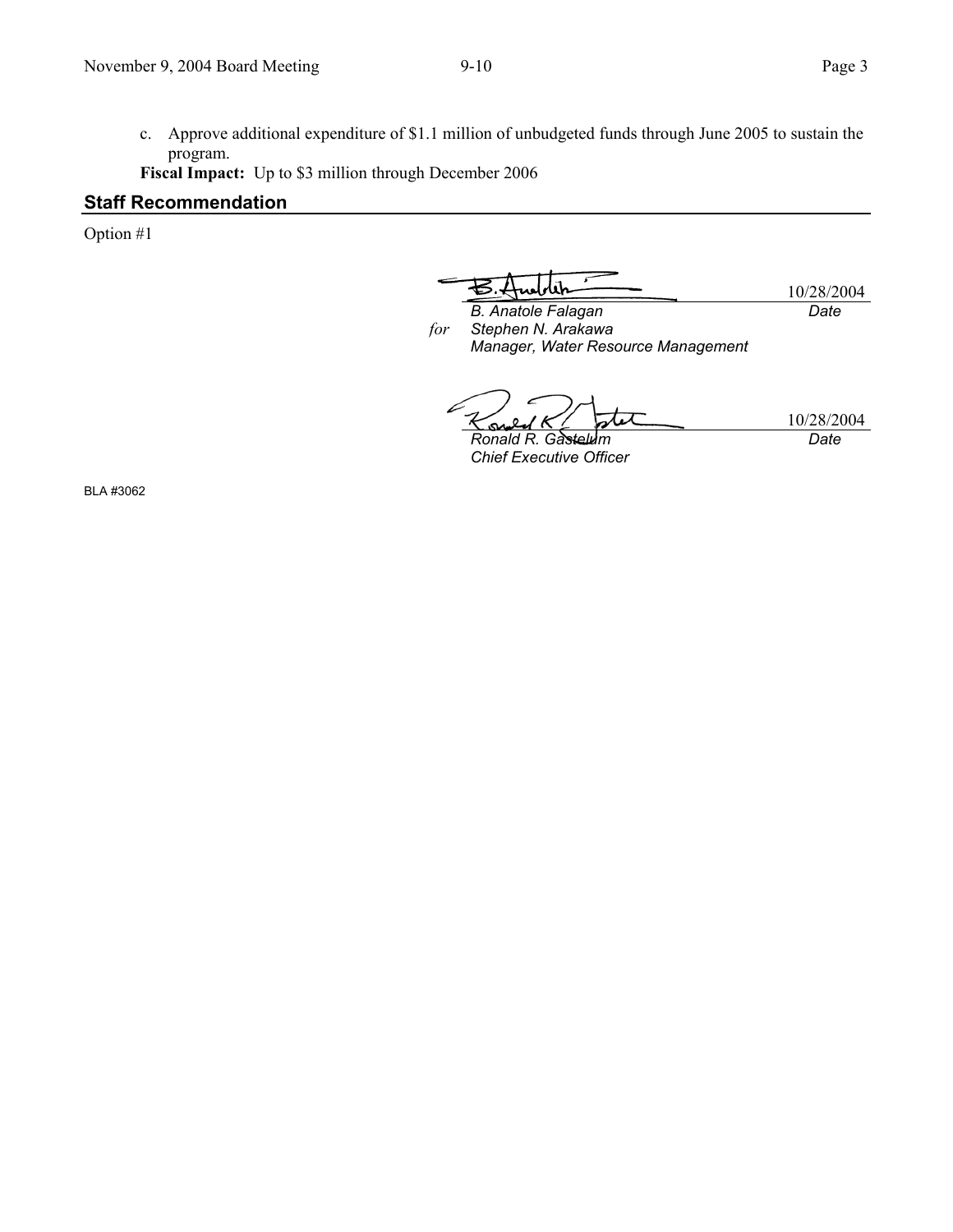c. Approve additional expenditure of $1.1 million of unbudgeted funds through June 2005 to sustain the program.

**Fiscal Impact:** Up to $3 million through December 2006

## Staff Recommendation

Option #1

10/28/2004

*B. Anatole Falagan* — *Date*

*for* *Stephen N. Arakawa*
*Manager, Water Resource Management*

10/28/2004

*Ronald R. Gastelum* — *Date*
*Chief Executive Officer*

BLA #3062